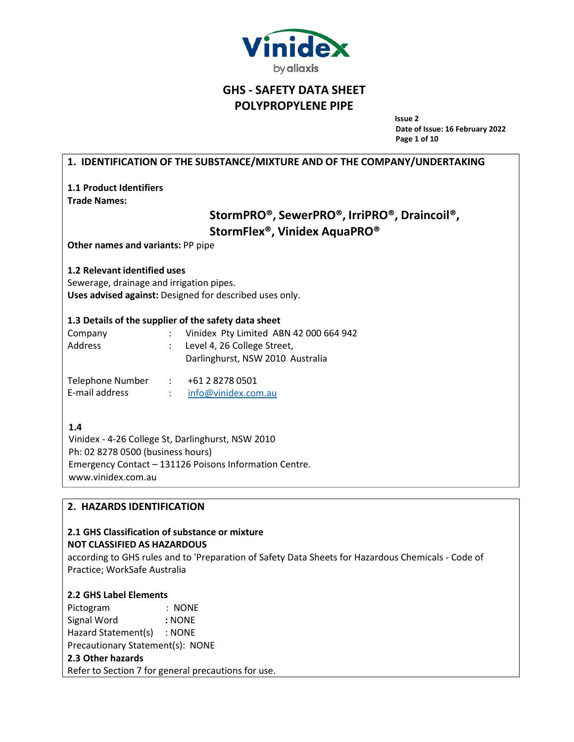Vinidex

by aliaxis

# GHS - SAFETY DATA SHEET
# POLYPROPYLENE PIPE

**Issue 2**
**Date of Issue: 16 February 2022**

## 1. IDENTIFICATION OF THE SUBSTANCE/MIXTURE AND OF THE COMPANY/UNDERTAKING

**1.1 Product Identifiers**
**Trade Names:**

**StormPRO®, SewerPRO®, IrriPRO®, Draincoil®, StormFlex®, Vinidex AquaPRO®**

**Other names and variants:** PP pipe

**1.2 Relevant identified uses**
Sewerage, drainage and irrigation pipes.
**Uses advised against:** Designed for described uses only.

**1.3 Details of the supplier of the safety data sheet**

| | | |
|---|---|---|
| Company | : | Vinidex Pty Limited ABN 42 000 664 942 |
| Address | : | Level 4, 26 College Street, Darlinghurst, NSW 2010 Australia |
| Telephone Number | : | +61 2 8278 0501 |
| E-mail address | : | info@vinidex.com.au |

**1.4**
Vinidex - 4-26 College St, Darlinghurst, NSW 2010
Ph: 02 8278 0500 (business hours)
Emergency Contact – 131126 Poisons Information Centre.
www.vinidex.com.au

## 2. HAZARDS IDENTIFICATION

**2.1 GHS Classification of substance or mixture**
**NOT CLASSIFIED AS HAZARDOUS**
according to GHS rules and to 'Preparation of Safety Data Sheets for Hazardous Chemicals - Code of Practice; WorkSafe Australia

**2.2 GHS Label Elements**
Pictogram : NONE
Signal Word **:** NONE
Hazard Statement(s) : NONE
Precautionary Statement(s): NONE

**2.3 Other hazards**
Refer to Section 7 for general precautions for use.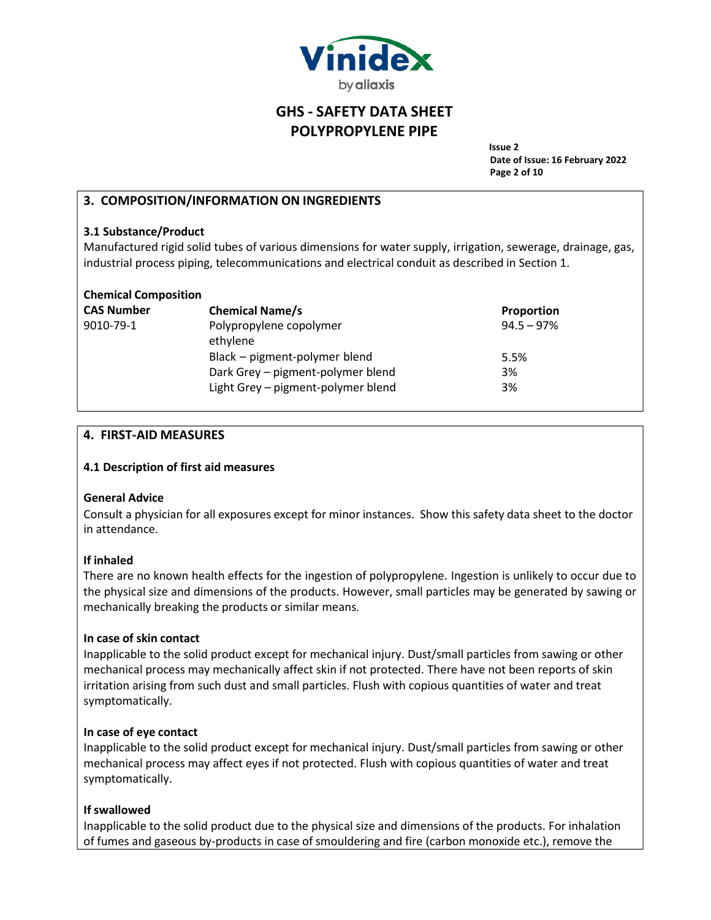## 3. COMPOSITION/INFORMATION ON INGREDIENTS

### 3.1 Substance/Product

Manufactured rigid solid tubes of various dimensions for water supply, irrigation, sewerage, drainage, gas, industrial process piping, telecommunications and electrical conduit as described in Section 1.

**Chemical Composition**

| CAS Number | Chemical Name/s | Proportion |
|---|---|---|
| 9010-79-1 | Polypropylene copolymer ethylene | 94.5 – 97% |
| | Black – pigment-polymer blend | 5.5% |
| | Dark Grey – pigment-polymer blend | 3% |
| | Light Grey – pigment-polymer blend | 3% |

## 4. FIRST-AID MEASURES

### 4.1 Description of first aid measures

**General Advice**

Consult a physician for all exposures except for minor instances. Show this safety data sheet to the doctor in attendance.

**If inhaled**

There are no known health effects for the ingestion of polypropylene. Ingestion is unlikely to occur due to the physical size and dimensions of the products. However, small particles may be generated by sawing or mechanically breaking the products or similar means.

**In case of skin contact**

Inapplicable to the solid product except for mechanical injury. Dust/small particles from sawing or other mechanical process may mechanically affect skin if not protected. There have not been reports of skin irritation arising from such dust and small particles. Flush with copious quantities of water and treat symptomatically.

**In case of eye contact**

Inapplicable to the solid product except for mechanical injury. Dust/small particles from sawing or other mechanical process may affect eyes if not protected. Flush with copious quantities of water and treat symptomatically.

**If swallowed**

Inapplicable to the solid product due to the physical size and dimensions of the products. For inhalation of fumes and gaseous by-products in case of smouldering and fire (carbon monoxide etc.), remove the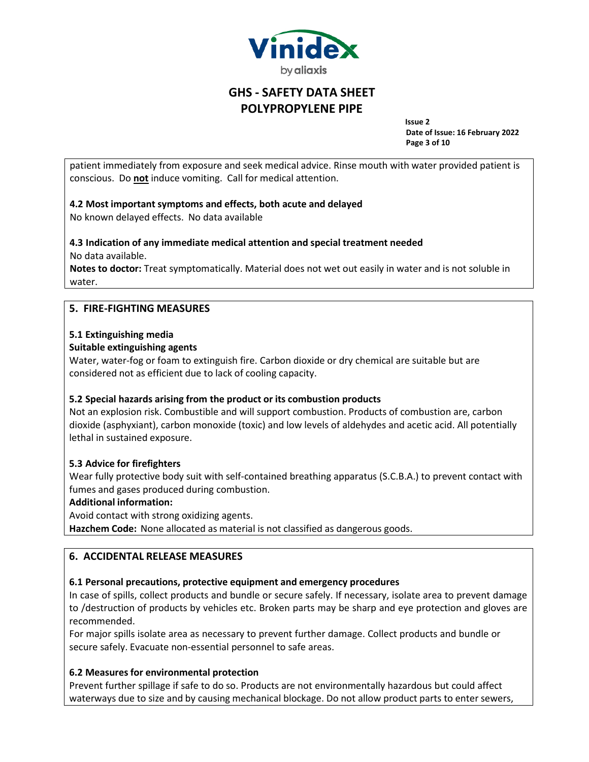patient immediately from exposure and seek medical advice. Rinse mouth with water provided patient is conscious. Do **not** induce vomiting. Call for medical attention.

**4.2 Most important symptoms and effects, both acute and delayed**

No known delayed effects. No data available

**4.3 Indication of any immediate medical attention and special treatment needed**

No data available.

**Notes to doctor:** Treat symptomatically. Material does not wet out easily in water and is not soluble in water.

## 5. FIRE-FIGHTING MEASURES

**5.1 Extinguishing media**

**Suitable extinguishing agents**

Water, water-fog or foam to extinguish fire. Carbon dioxide or dry chemical are suitable but are considered not as efficient due to lack of cooling capacity.

**5.2 Special hazards arising from the product or its combustion products**

Not an explosion risk. Combustible and will support combustion. Products of combustion are, carbon dioxide (asphyxiant), carbon monoxide (toxic) and low levels of aldehydes and acetic acid. All potentially lethal in sustained exposure.

**5.3 Advice for firefighters**

Wear fully protective body suit with self-contained breathing apparatus (S.C.B.A.) to prevent contact with fumes and gases produced during combustion.

**Additional information:**

Avoid contact with strong oxidizing agents.

**Hazchem Code:** None allocated as material is not classified as dangerous goods.

## 6. ACCIDENTAL RELEASE MEASURES

**6.1 Personal precautions, protective equipment and emergency procedures**

In case of spills, collect products and bundle or secure safely. If necessary, isolate area to prevent damage to /destruction of products by vehicles etc. Broken parts may be sharp and eye protection and gloves are recommended.

For major spills isolate area as necessary to prevent further damage. Collect products and bundle or secure safely. Evacuate non-essential personnel to safe areas.

**6.2 Measures for environmental protection**

Prevent further spillage if safe to do so. Products are not environmentally hazardous but could affect waterways due to size and by causing mechanical blockage. Do not allow product parts to enter sewers,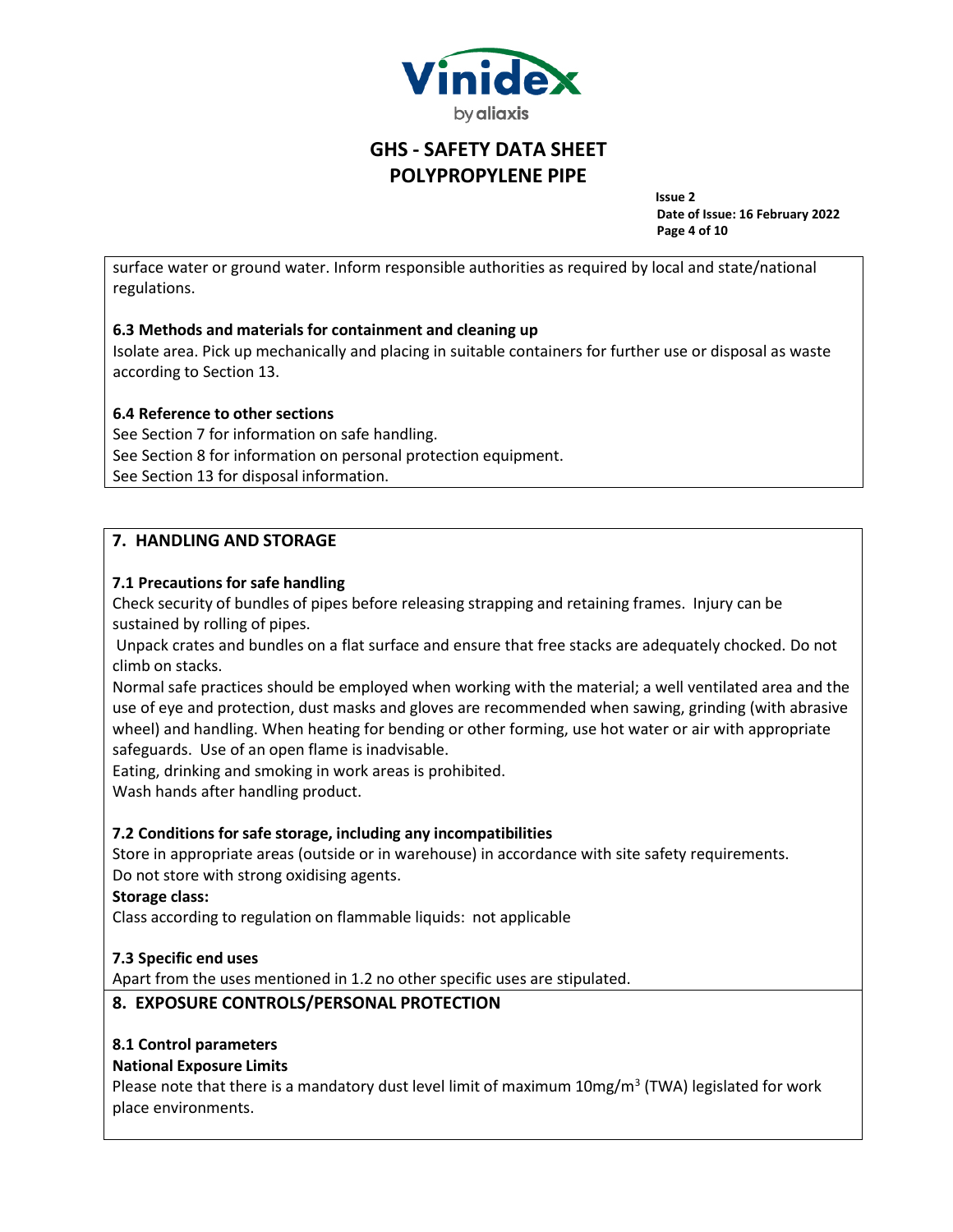surface water or ground water. Inform responsible authorities as required by local and state/national regulations.

### 6.3 Methods and materials for containment and cleaning up

Isolate area. Pick up mechanically and placing in suitable containers for further use or disposal as waste according to Section 13.

### 6.4 Reference to other sections

See Section 7 for information on safe handling.
See Section 8 for information on personal protection equipment.
See Section 13 for disposal information.

## 7. HANDLING AND STORAGE

### 7.1 Precautions for safe handling

Check security of bundles of pipes before releasing strapping and retaining frames. Injury can be sustained by rolling of pipes.

Unpack crates and bundles on a flat surface and ensure that free stacks are adequately chocked. Do not climb on stacks.

Normal safe practices should be employed when working with the material; a well ventilated area and the use of eye and protection, dust masks and gloves are recommended when sawing, grinding (with abrasive wheel) and handling. When heating for bending or other forming, use hot water or air with appropriate safeguards. Use of an open flame is inadvisable.

Eating, drinking and smoking in work areas is prohibited.
Wash hands after handling product.

### 7.2 Conditions for safe storage, including any incompatibilities

Store in appropriate areas (outside or in warehouse) in accordance with site safety requirements.
Do not store with strong oxidising agents.

**Storage class:**

Class according to regulation on flammable liquids: not applicable

### 7.3 Specific end uses

Apart from the uses mentioned in 1.2 no other specific uses are stipulated.

## 8. EXPOSURE CONTROLS/PERSONAL PROTECTION

### 8.1 Control parameters

**National Exposure Limits**

Please note that there is a mandatory dust level limit of maximum 10mg/$m^3$ (TWA) legislated for work place environments.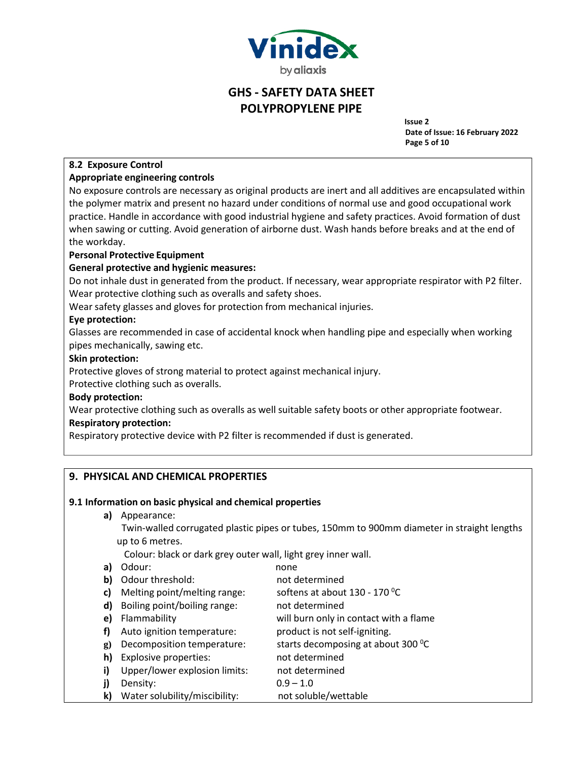### 8.2 Exposure Control

**Appropriate engineering controls**

No exposure controls are necessary as original products are inert and all additives are encapsulated within the polymer matrix and present no hazard under conditions of normal use and good occupational work practice. Handle in accordance with good industrial hygiene and safety practices. Avoid formation of dust when sawing or cutting. Avoid generation of airborne dust. Wash hands before breaks and at the end of the workday.

**Personal Protective Equipment**

**General protective and hygienic measures:**

Do not inhale dust in generated from the product. If necessary, wear appropriate respirator with P2 filter. Wear protective clothing such as overalls and safety shoes.

Wear safety glasses and gloves for protection from mechanical injuries.

**Eye protection:**

Glasses are recommended in case of accidental knock when handling pipe and especially when working pipes mechanically, sawing etc.

**Skin protection:**

Protective gloves of strong material to protect against mechanical injury.

Protective clothing such as overalls.

**Body protection:**

Wear protective clothing such as overalls as well suitable safety boots or other appropriate footwear.

**Respiratory protection:**

Respiratory protective device with P2 filter is recommended if dust is generated.

## 9. PHYSICAL AND CHEMICAL PROPERTIES

### 9.1 Information on basic physical and chemical properties

**a)** Appearance:
Twin-walled corrugated plastic pipes or tubes, 150mm to 900mm diameter in straight lengths up to 6 metres.
Colour: black or dark grey outer wall, light grey inner wall.

| | | |
|---|---|---|
| **a)** | Odour: | none |
| **b)** | Odour threshold: | not determined |
| **c)** | Melting point/melting range: | softens at about 130 - 170 ⁰C |
| **d)** | Boiling point/boiling range: | not determined |
| **e)** | Flammability | will burn only in contact with a flame |
| **f)** | Auto ignition temperature: | product is not self-igniting. |
| **g)** | Decomposition temperature: | starts decomposing at about 300 ⁰C |
| **h)** | Explosive properties: | not determined |
| **i)** | Upper/lower explosion limits: | not determined |
| **j)** | Density: | 0.9 – 1.0 |
| **k)** | Water solubility/miscibility: | not soluble/wettable |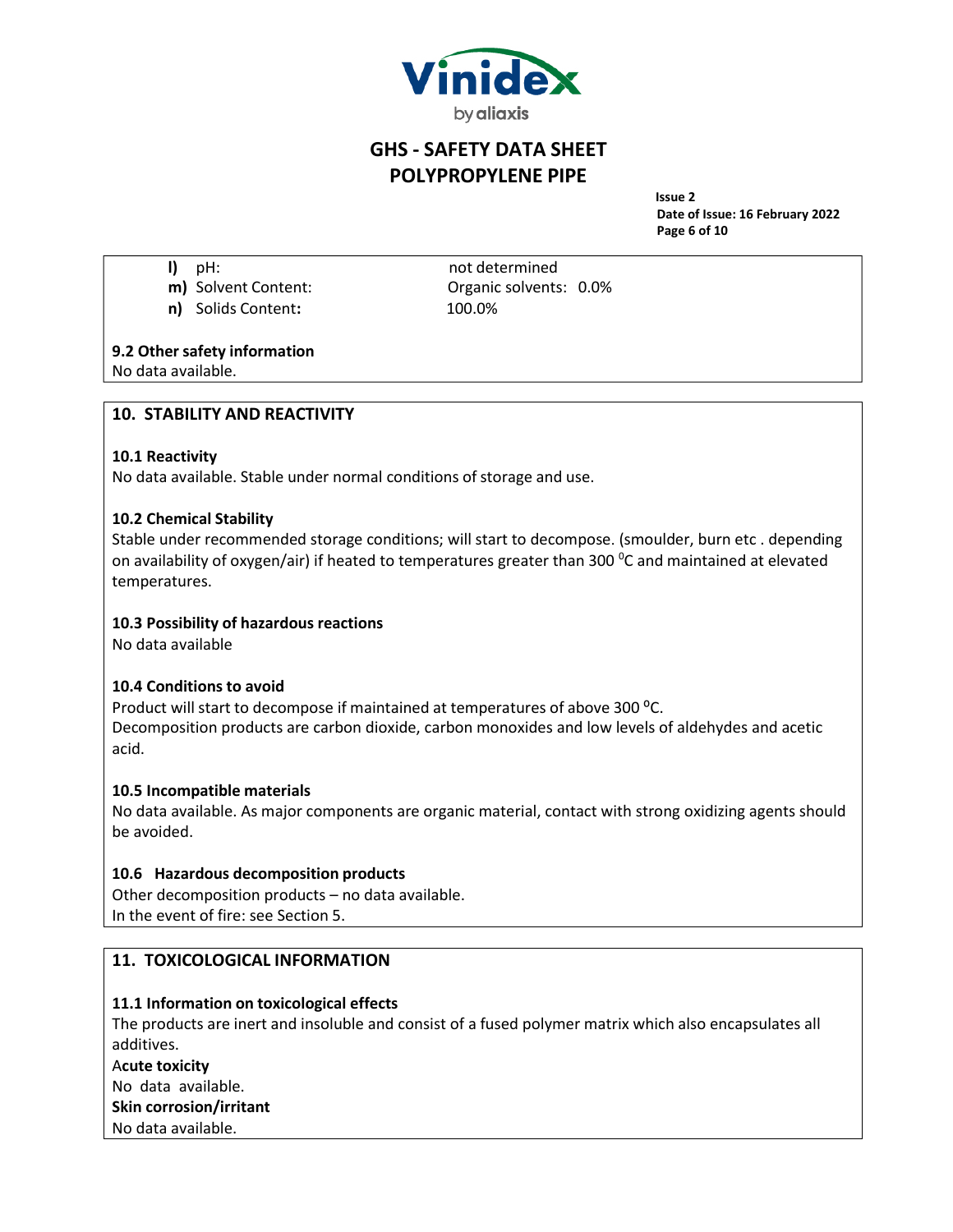**l)** pH: not determined

**m)** Solvent Content: Organic solvents: 0.0%

**n)** Solids Content**:** 100.0%

**9.2 Other safety information**

No data available.

## 10. STABILITY AND REACTIVITY

**10.1 Reactivity**

No data available. Stable under normal conditions of storage and use.

**10.2 Chemical Stability**

Stable under recommended storage conditions; will start to decompose. (smoulder, burn etc . depending on availability of oxygen/air) if heated to temperatures greater than 300 $^0$C and maintained at elevated temperatures.

**10.3 Possibility of hazardous reactions**

No data available

**10.4 Conditions to avoid**

Product will start to decompose if maintained at temperatures of above 300 $^0$C.
Decomposition products are carbon dioxide, carbon monoxides and low levels of aldehydes and acetic acid.

**10.5 Incompatible materials**

No data available. As major components are organic material, contact with strong oxidizing agents should be avoided.

**10.6 Hazardous decomposition products**

Other decomposition products – no data available.
In the event of fire: see Section 5.

## 11. TOXICOLOGICAL INFORMATION

**11.1 Information on toxicological effects**

The products are inert and insoluble and consist of a fused polymer matrix which also encapsulates all additives.

**Acute toxicity**

No data available.

**Skin corrosion/irritant**

No data available.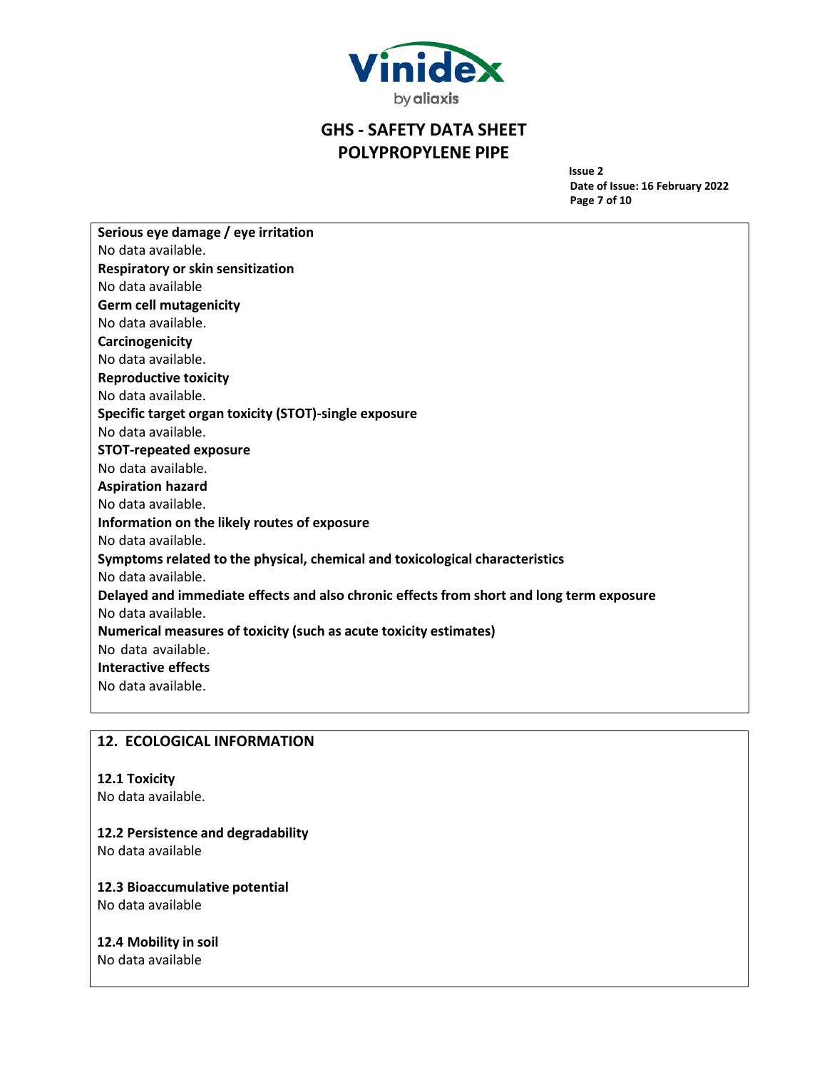**Serious eye damage / eye irritation**
No data available.

**Respiratory or skin sensitization**
No data available

**Germ cell mutagenicity**
No data available.

**Carcinogenicity**
No data available.

**Reproductive toxicity**
No data available.

**Specific target organ toxicity (STOT)-single exposure**
No data available.

**STOT-repeated exposure**
No data available.

**Aspiration hazard**
No data available.

**Information on the likely routes of exposure**
No data available.

**Symptoms related to the physical, chemical and toxicological characteristics**
No data available.

**Delayed and immediate effects and also chronic effects from short and long term exposure**
No data available.

**Numerical measures of toxicity (such as acute toxicity estimates)**
No data available.

**Interactive effects**
No data available.

## 12. ECOLOGICAL INFORMATION

### 12.1 Toxicity
No data available.

### 12.2 Persistence and degradability
No data available

### 12.3 Bioaccumulative potential
No data available

### 12.4 Mobility in soil
No data available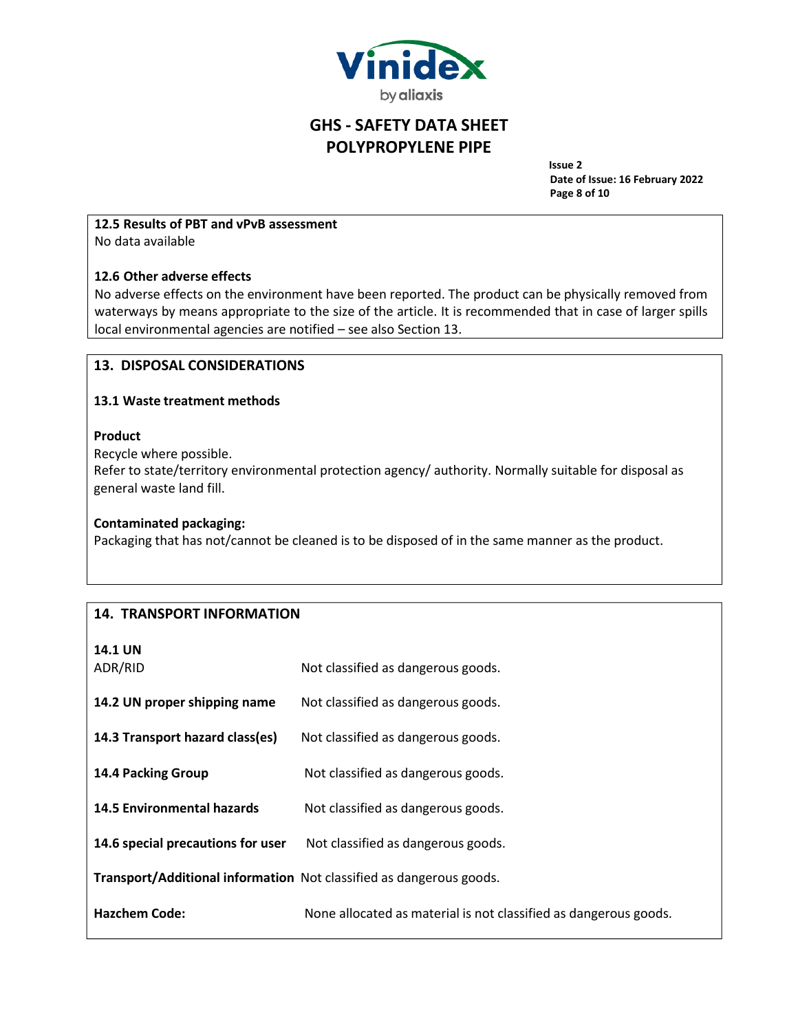### 12.5 Results of PBT and vPvB assessment

No data available

### 12.6 Other adverse effects

No adverse effects on the environment have been reported. The product can be physically removed from waterways by means appropriate to the size of the article. It is recommended that in case of larger spills local environmental agencies are notified – see also Section 13.

## 13. DISPOSAL CONSIDERATIONS

### 13.1 Waste treatment methods

**Product**

Recycle where possible.

Refer to state/territory environmental protection agency/ authority. Normally suitable for disposal as general waste land fill.

**Contaminated packaging:**

Packaging that has not/cannot be cleaned is to be disposed of in the same manner as the product.

## 14. TRANSPORT INFORMATION

| | |
|---|---|
| **14.1 UN** | |
| ADR/RID | Not classified as dangerous goods. |
| **14.2 UN proper shipping name** | Not classified as dangerous goods. |
| **14.3 Transport hazard class(es)** | Not classified as dangerous goods. |
| **14.4 Packing Group** | Not classified as dangerous goods. |
| **14.5 Environmental hazards** | Not classified as dangerous goods. |
| **14.6 special precautions for user** | Not classified as dangerous goods. |
| **Transport/Additional information** | Not classified as dangerous goods. |
| **Hazchem Code:** | None allocated as material is not classified as dangerous goods. |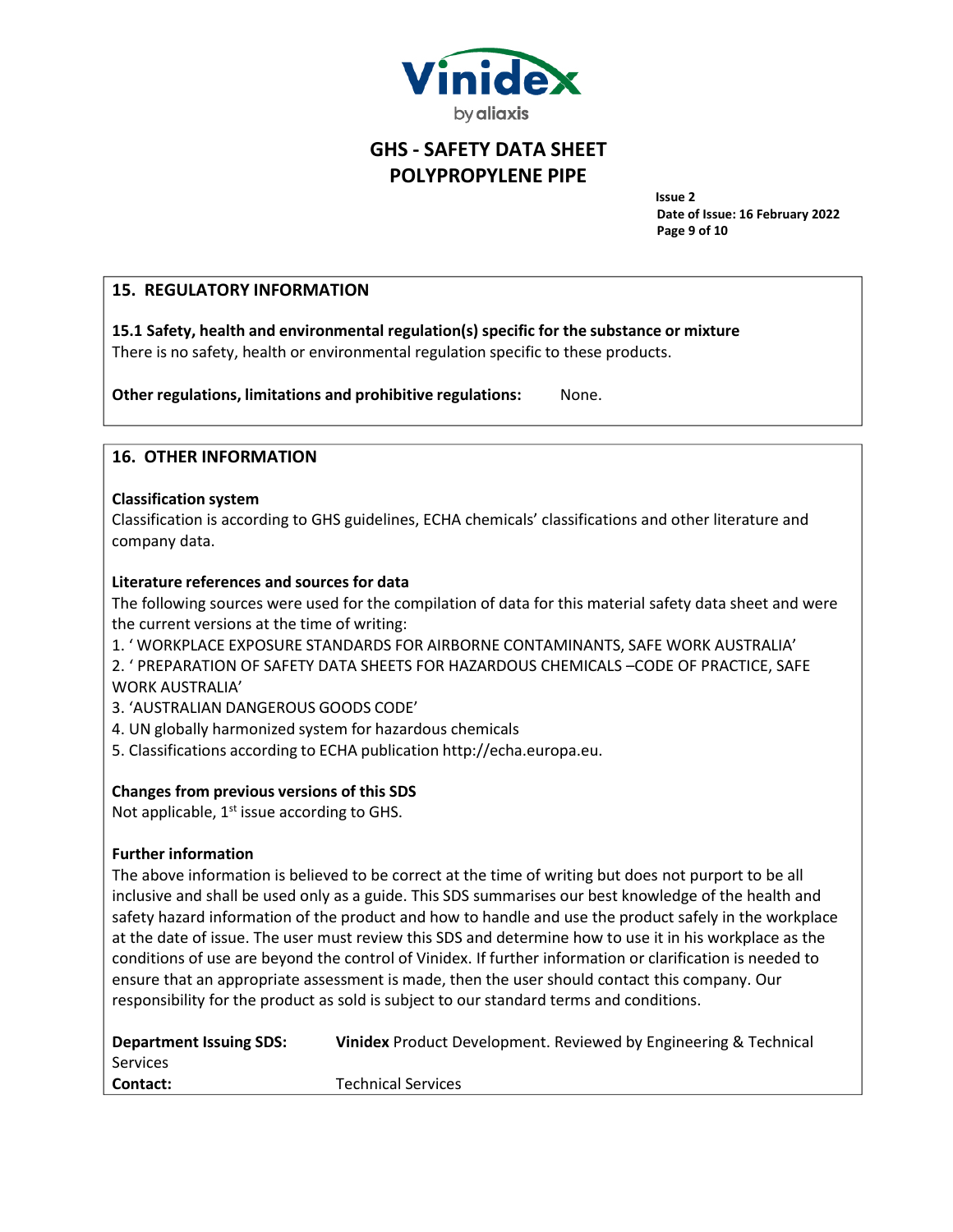## 15. REGULATORY INFORMATION

**15.1 Safety, health and environmental regulation(s) specific for the substance or mixture**

There is no safety, health or environmental regulation specific to these products.

**Other regulations, limitations and prohibitive regulations:** None.

## 16. OTHER INFORMATION

**Classification system**

Classification is according to GHS guidelines, ECHA chemicals' classifications and other literature and company data.

**Literature references and sources for data**

The following sources were used for the compilation of data for this material safety data sheet and were the current versions at the time of writing:

1. ' WORKPLACE EXPOSURE STANDARDS FOR AIRBORNE CONTAMINANTS, SAFE WORK AUSTRALIA'
2. ' PREPARATION OF SAFETY DATA SHEETS FOR HAZARDOUS CHEMICALS –CODE OF PRACTICE, SAFE WORK AUSTRALIA'
3. 'AUSTRALIAN DANGEROUS GOODS CODE'
4. UN globally harmonized system for hazardous chemicals
5. Classifications according to ECHA publication http://echa.europa.eu.

**Changes from previous versions of this SDS**

Not applicable, 1st issue according to GHS.

**Further information**

The above information is believed to be correct at the time of writing but does not purport to be all inclusive and shall be used only as a guide. This SDS summarises our best knowledge of the health and safety hazard information of the product and how to handle and use the product safely in the workplace at the date of issue. The user must review this SDS and determine how to use it in his workplace as the conditions of use are beyond the control of Vinidex. If further information or clarification is needed to ensure that an appropriate assessment is made, then the user should contact this company. Our responsibility for the product as sold is subject to our standard terms and conditions.

**Department Issuing SDS:** **Vinidex** Product Development. Reviewed by Engineering & Technical Services

**Contact:** Technical Services